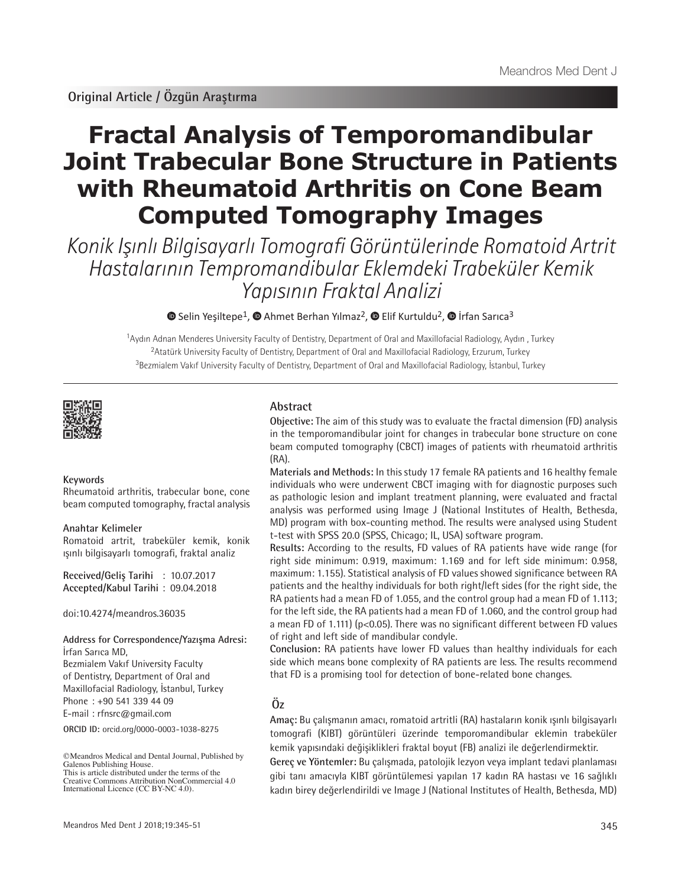Original Article / Özgün Araştırma

# Fractal Analysis of Temporomandibular Joint Trabecular Bone Structure in Patients with Rheumatoid Arthritis on Cone Beam Computed Tomography Images

## *Konik Işınlı Bilgisayarlı Tomografi Görüntülerinde Romatoid Artrit Hastalarının Tempromandibular Eklemdeki Trabeküler Kemik Yapısının Fraktal Analizi*

Selin Yeşiltepe[1], Ahmet Berhan Yılmaz[2], Elif Kurtuldu[2], İrfan Sarıca[3]

[1]Aydın Adnan Menderes University Faculty of Dentistry, Department of Oral and Maxillofacial Radiology, Aydın , Turkey
[2]Atatürk University Faculty of Dentistry, Department of Oral and Maxillofacial Radiology, Erzurum, Turkey
[3]Bezmialem Vakıf University Faculty of Dentistry, Department of Oral and Maxillofacial Radiology, İstanbul, Turkey

**Keywords**
Rheumatoid arthritis, trabecular bone, cone beam computed tomography, fractal analysis

**Anahtar Kelimeler**
Romatoid artrit, trabeküler kemik, konik ışınlı bilgisayarlı tomografi, fraktal analiz

**Received/Geliş Tarihi** : 10.07.2017
**Accepted/Kabul Tarihi** : 09.04.2018

doi:10.4274/meandros.36035

**Address for Correspondence/Yazışma Adresi:**
İrfan Sarıca MD,
Bezmialem Vakıf University Faculty of Dentistry, Department of Oral and Maxillofacial Radiology, İstanbul, Turkey
Phone : +90 541 339 44 09
E-mail : rfnsrc@gmail.com

**ORCID ID:** orcid.org/0000-0003-1038-8275

©Meandros Medical and Dental Journal, Published by Galenos Publishing House.
This is article distributed under the terms of the Creative Commons Attribution NonCommercial 4.0 International Licence (CC BY-NC 4.0).

## Abstract

**Objective:** The aim of this study was to evaluate the fractal dimension (FD) analysis in the temporomandibular joint for changes in trabecular bone structure on cone beam computed tomography (CBCT) images of patients with rheumatoid arthritis (RA).

**Materials and Methods:** In this study 17 female RA patients and 16 healthy female individuals who were underwent CBCT imaging with for diagnostic purposes such as pathologic lesion and implant treatment planning, were evaluated and fractal analysis was performed using Image J (National Institutes of Health, Bethesda, MD) program with box-counting method. The results were analysed using Student t-test with SPSS 20.0 (SPSS, Chicago; IL, USA) software program.

**Results:** According to the results, FD values of RA patients have wide range (for right side minimum: 0.919, maximum: 1.169 and for left side minimum: 0.958, maximum: 1.155). Statistical analysis of FD values showed significance between RA patients and the healthy individuals for both right/left sides (for the right side, the RA patients had a mean FD of 1.055, and the control group had a mean FD of 1.113; for the left side, the RA patients had a mean FD of 1.060, and the control group had a mean FD of 1.111) ($p<0.05$). There was no significant different between FD values of right and left side of mandibular condyle.

**Conclusion:** RA patients have lower FD values than healthy individuals for each side which means bone complexity of RA patients are less. The results recommend that FD is a promising tool for detection of bone-related bone changes.

## Öz

**Amaç:** Bu çalışmanın amacı, romatoid artritli (RA) hastaların konik ışınlı bilgisayarlı tomografi (KIBT) görüntüleri üzerinde temporomandibular eklemin trabeküler kemik yapısındaki değişiklikleri fraktal boyut (FB) analizi ile değerlendirmektir.

**Gereç ve Yöntemler:** Bu çalışmada, patolojik lezyon veya implant tedavi planlaması gibi tanı amacıyla KIBT görüntülemesi yapılan 17 kadın RA hastası ve 16 sağlıklı kadın birey değerlendirildi ve Image J (National Institutes of Health, Bethesda, MD)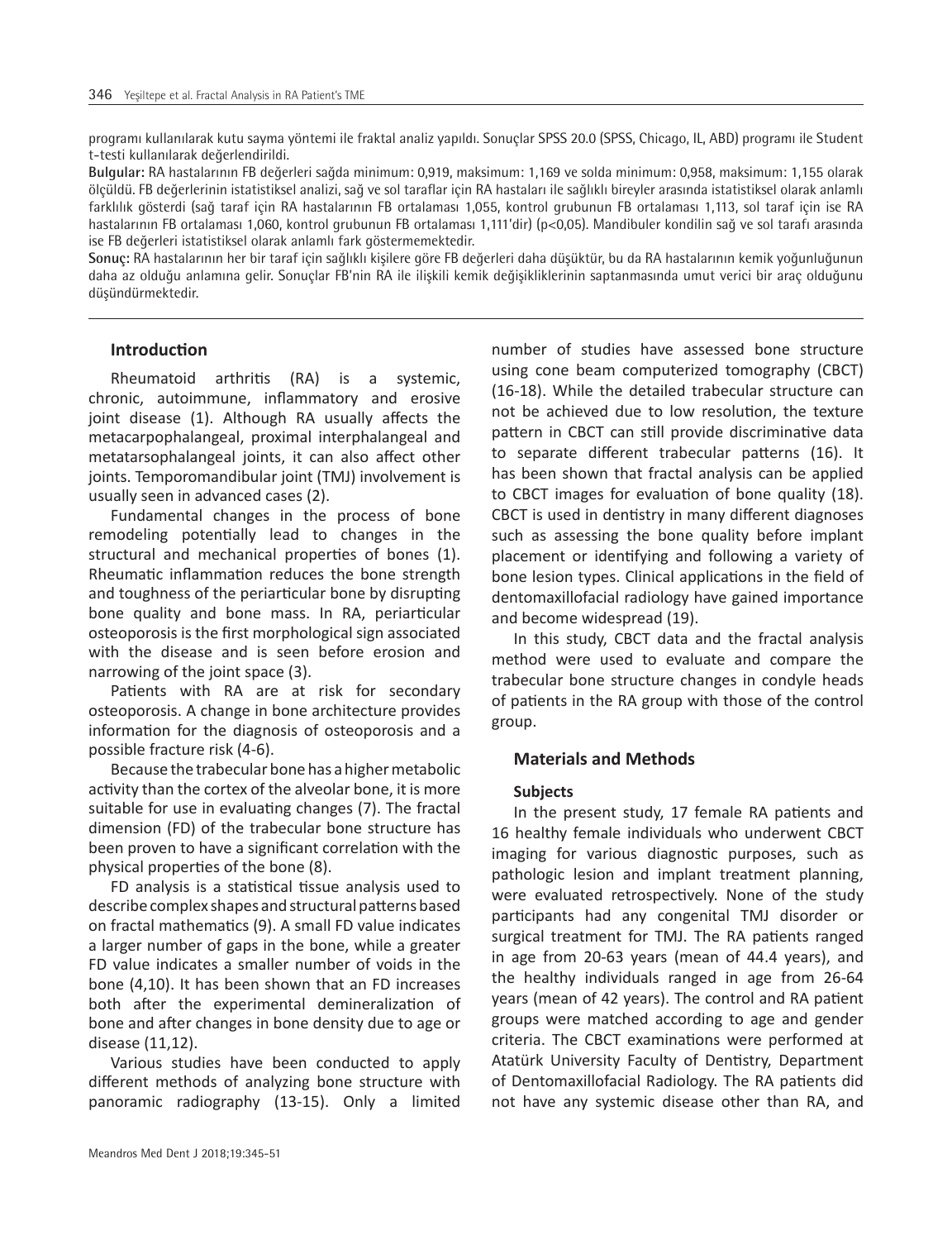programı kullanılarak kutu sayma yöntemi ile fraktal analiz yapıldı. Sonuçlar SPSS 20.0 (SPSS, Chicago, IL, ABD) programı ile Student t-testi kullanılarak değerlendirildi.

**Bulgular:** RA hastalarının FB değerleri sağda minimum: 0,919, maksimum: 1,169 ve solda minimum: 0,958, maksimum: 1,155 olarak ölçüldü. FB değerlerinin istatistiksel analizi, sağ ve sol taraflar için RA hastaları ile sağlıklı bireyler arasında istatistiksel olarak anlamlı farklılık gösterdi (sağ taraf için RA hastalarının FB ortalaması 1,055, kontrol grubunun FB ortalaması 1,113, sol taraf için ise RA hastalarının FB ortalaması 1,060, kontrol grubunun FB ortalaması 1,111'dir) (p<0,05). Mandibuler kondilin sağ ve sol tarafı arasında ise FB değerleri istatistiksel olarak anlamlı fark göstermemektedir.

**Sonuç:** RA hastalarının her bir taraf için sağlıklı kişilere göre FB değerleri daha düşüktür, bu da RA hastalarının kemik yoğunluğunun daha az olduğu anlamına gelir. Sonuçlar FB'nin RA ile ilişkili kemik değişikliklerinin saptanmasında umut verici bir araç olduğunu düşündürmektedir.

## Introduction

Rheumatoid arthritis (RA) is a systemic, chronic, autoimmune, inflammatory and erosive joint disease (1). Although RA usually affects the metacarpophalangeal, proximal interphalangeal and metatarsophalangeal joints, it can also affect other joints. Temporomandibular joint (TMJ) involvement is usually seen in advanced cases (2).

Fundamental changes in the process of bone remodeling potentially lead to changes in the structural and mechanical properties of bones (1). Rheumatic inflammation reduces the bone strength and toughness of the periarticular bone by disrupting bone quality and bone mass. In RA, periarticular osteoporosis is the first morphological sign associated with the disease and is seen before erosion and narrowing of the joint space (3).

Patients with RA are at risk for secondary osteoporosis. A change in bone architecture provides information for the diagnosis of osteoporosis and a possible fracture risk (4-6).

Because the trabecular bone has a higher metabolic activity than the cortex of the alveolar bone, it is more suitable for use in evaluating changes (7). The fractal dimension (FD) of the trabecular bone structure has been proven to have a significant correlation with the physical properties of the bone (8).

FD analysis is a statistical tissue analysis used to describe complex shapes and structural patterns based on fractal mathematics (9). A small FD value indicates a larger number of gaps in the bone, while a greater FD value indicates a smaller number of voids in the bone (4,10). It has been shown that an FD increases both after the experimental demineralization of bone and after changes in bone density due to age or disease (11,12).

Various studies have been conducted to apply different methods of analyzing bone structure with panoramic radiography (13-15). Only a limited number of studies have assessed bone structure using cone beam computerized tomography (CBCT) (16-18). While the detailed trabecular structure can not be achieved due to low resolution, the texture pattern in CBCT can still provide discriminative data to separate different trabecular patterns (16). It has been shown that fractal analysis can be applied to CBCT images for evaluation of bone quality (18). CBCT is used in dentistry in many different diagnoses such as assessing the bone quality before implant placement or identifying and following a variety of bone lesion types. Clinical applications in the field of dentomaxillofacial radiology have gained importance and become widespread (19).

In this study, CBCT data and the fractal analysis method were used to evaluate and compare the trabecular bone structure changes in condyle heads of patients in the RA group with those of the control group.

## Materials and Methods

### Subjects

In the present study, 17 female RA patients and 16 healthy female individuals who underwent CBCT imaging for various diagnostic purposes, such as pathologic lesion and implant treatment planning, were evaluated retrospectively. None of the study participants had any congenital TMJ disorder or surgical treatment for TMJ. The RA patients ranged in age from 20-63 years (mean of 44.4 years), and the healthy individuals ranged in age from 26-64 years (mean of 42 years). The control and RA patient groups were matched according to age and gender criteria. The CBCT examinations were performed at Atatürk University Faculty of Dentistry, Department of Dentomaxillofacial Radiology. The RA patients did not have any systemic disease other than RA, and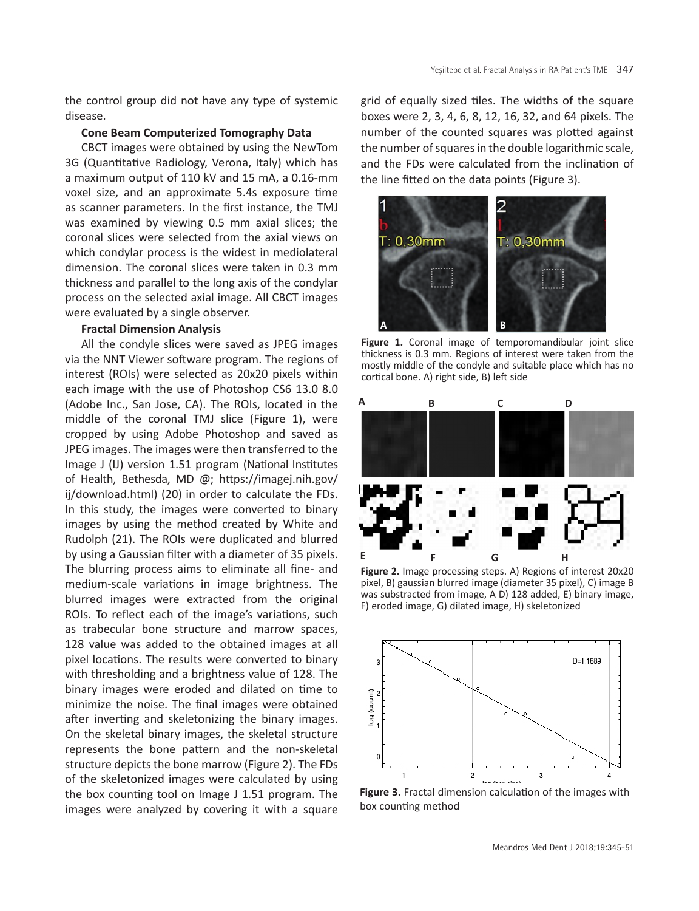the control group did not have any type of systemic disease.

### Cone Beam Computerized Tomography Data

CBCT images were obtained by using the NewTom 3G (Quantitative Radiology, Verona, Italy) which has a maximum output of 110 kV and 15 mA, a 0.16-mm voxel size, and an approximate 5.4s exposure time as scanner parameters. In the first instance, the TMJ was examined by viewing 0.5 mm axial slices; the coronal slices were selected from the axial views on which condylar process is the widest in mediolateral dimension. The coronal slices were taken in 0.3 mm thickness and parallel to the long axis of the condylar process on the selected axial image. All CBCT images were evaluated by a single observer.

### Fractal Dimension Analysis

All the condyle slices were saved as JPEG images via the NNT Viewer software program. The regions of interest (ROIs) were selected as 20x20 pixels within each image with the use of Photoshop CS6 13.0 8.0 (Adobe Inc., San Jose, CA). The ROIs, located in the middle of the coronal TMJ slice (Figure 1), were cropped by using Adobe Photoshop and saved as JPEG images. The images were then transferred to the Image J (IJ) version 1.51 program (National Institutes of Health, Bethesda, MD @; https://imagej.nih.gov/ij/download.html) (20) in order to calculate the FDs. In this study, the images were converted to binary images by using the method created by White and Rudolph (21). The ROIs were duplicated and blurred by using a Gaussian filter with a diameter of 35 pixels. The blurring process aims to eliminate all fine- and medium-scale variations in image brightness. The blurred images were extracted from the original ROIs. To reflect each of the image's variations, such as trabecular bone structure and marrow spaces, 128 value was added to the obtained images at all pixel locations. The results were converted to binary with thresholding and a brightness value of 128. The binary images were eroded and dilated on time to minimize the noise. The final images were obtained after inverting and skeletonizing the binary images. On the skeletal binary images, the skeletal structure represents the bone pattern and the non-skeletal structure depicts the bone marrow (Figure 2). The FDs of the skeletonized images were calculated by using the box counting tool on Image J 1.51 program. The images were analyzed by covering it with a square grid of equally sized tiles. The widths of the square boxes were 2, 3, 4, 6, 8, 12, 16, 32, and 64 pixels. The number of the counted squares was plotted against the number of squares in the double logarithmic scale, and the FDs were calculated from the inclination of the line fitted on the data points (Figure 3).

**Figure 1.** Coronal image of temporomandibular joint slice thickness is 0.3 mm. Regions of interest were taken from the mostly middle of the condyle and suitable place which has no cortical bone. A) right side, B) left side

**Figure 2.** Image processing steps. A) Regions of interest 20x20 pixel, B) gaussian blurred image (diameter 35 pixel), C) image B was substracted from image, A D) 128 added, E) binary image, F) eroded image, G) dilated image, H) skeletonized

**Figure 3.** Fractal dimension calculation of the images with box counting method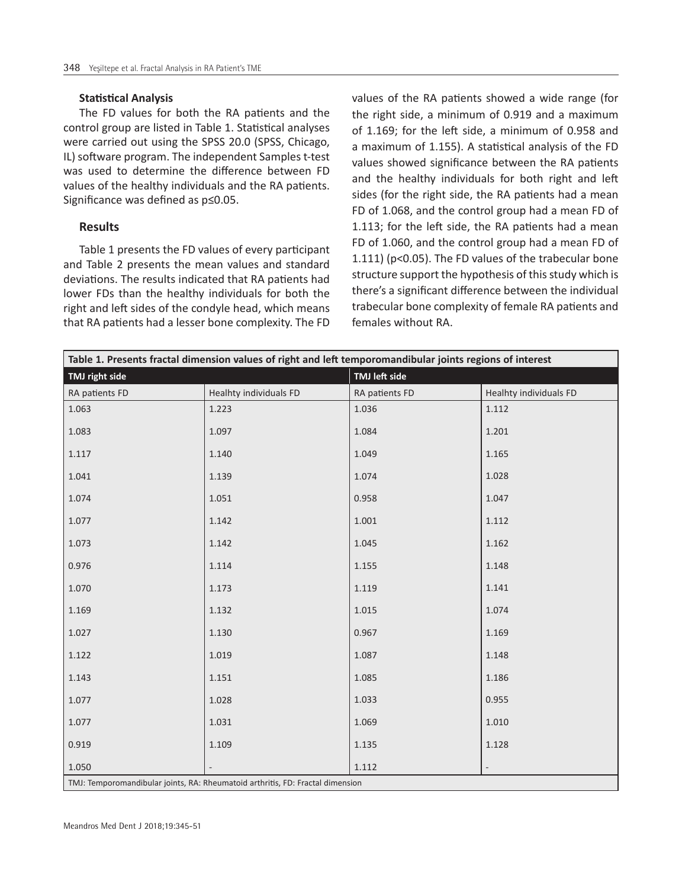### Statistical Analysis

The FD values for both the RA patients and the control group are listed in Table 1. Statistical analyses were carried out using the SPSS 20.0 (SPSS, Chicago, IL) software program. The independent Samples t-test was used to determine the difference between FD values of the healthy individuals and the RA patients. Significance was defined as $p \leq 0.05$.

### Results

Table 1 presents the FD values of every participant and Table 2 presents the mean values and standard deviations. The results indicated that RA patients had lower FDs than the healthy individuals for both the right and left sides of the condyle head, which means that RA patients had a lesser bone complexity. The FD values of the RA patients showed a wide range (for the right side, a minimum of 0.919 and a maximum of 1.169; for the left side, a minimum of 0.958 and a maximum of 1.155). A statistical analysis of the FD values showed significance between the RA patients and the healthy individuals for both right and left sides (for the right side, the RA patients had a mean FD of 1.068, and the control group had a mean FD of 1.113; for the left side, the RA patients had a mean FD of 1.060, and the control group had a mean FD of 1.111) ($p<0.05$). The FD values of the trabecular bone structure support the hypothesis of this study which is there's a significant difference between the individual trabecular bone complexity of female RA patients and females without RA.

**Table 1. Presents fractal dimension values of right and left temporomandibular joints regions of interest**

| TMJ right side | | TMJ left side | |
|---|---|---|---|
| RA patients FD | Healhty individuals FD | RA patients FD | Healhty individuals FD |
| 1.063 | 1.223 | 1.036 | 1.112 |
| 1.083 | 1.097 | 1.084 | 1.201 |
| 1.117 | 1.140 | 1.049 | 1.165 |
| 1.041 | 1.139 | 1.074 | 1.028 |
| 1.074 | 1.051 | 0.958 | 1.047 |
| 1.077 | 1.142 | 1.001 | 1.112 |
| 1.073 | 1.142 | 1.045 | 1.162 |
| 0.976 | 1.114 | 1.155 | 1.148 |
| 1.070 | 1.173 | 1.119 | 1.141 |
| 1.169 | 1.132 | 1.015 | 1.074 |
| 1.027 | 1.130 | 0.967 | 1.169 |
| 1.122 | 1.019 | 1.087 | 1.148 |
| 1.143 | 1.151 | 1.085 | 1.186 |
| 1.077 | 1.028 | 1.033 | 0.955 |
| 1.077 | 1.031 | 1.069 | 1.010 |
| 0.919 | 1.109 | 1.135 | 1.128 |
| 1.050 | - | 1.112 | - |

TMJ: Temporomandibular joints, RA: Rheumatoid arthritis, FD: Fractal dimension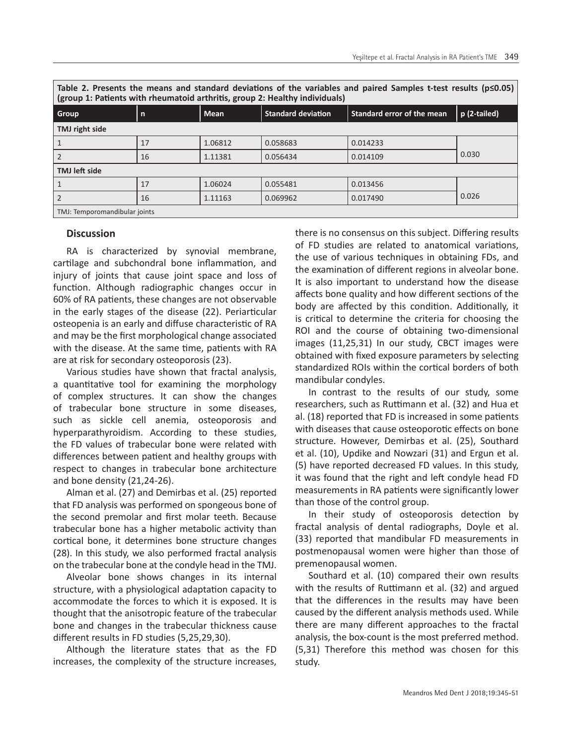**Table 2. Presents the means and standard deviations of the variables and paired Samples t-test results (p≤0.05) (group 1: Patients with rheumatoid arthritis, group 2: Healthy individuals)**

| Group | n | Mean | Standard deviation | Standard error of the mean | p (2-tailed) |
|---|---|---|---|---|---|
| **TMJ right side** | | | | | |
| 1 | 17 | 1.06812 | 0.058683 | 0.014233 | 0.030 |
| 2 | 16 | 1.11381 | 0.056434 | 0.014109 | |
| **TMJ left side** | | | | | |
| 1 | 17 | 1.06024 | 0.055481 | 0.013456 | 0.026 |
| 2 | 16 | 1.11163 | 0.069962 | 0.017490 | |

TMJ: Temporomandibular joints

## Discussion

RA is characterized by synovial membrane, cartilage and subchondral bone inflammation, and injury of joints that cause joint space and loss of function. Although radiographic changes occur in 60% of RA patients, these changes are not observable in the early stages of the disease (22). Periarticular osteopenia is an early and diffuse characteristic of RA and may be the first morphological change associated with the disease. At the same time, patients with RA are at risk for secondary osteoporosis (23).

Various studies have shown that fractal analysis, a quantitative tool for examining the morphology of complex structures. It can show the changes of trabecular bone structure in some diseases, such as sickle cell anemia, osteoporosis and hyperparathyroidism. According to these studies, the FD values of trabecular bone were related with differences between patient and healthy groups with respect to changes in trabecular bone architecture and bone density (21,24-26).

Alman et al. (27) and Demirbas et al. (25) reported that FD analysis was performed on spongeous bone of the second premolar and first molar teeth. Because trabecular bone has a higher metabolic activity than cortical bone, it determines bone structure changes (28). In this study, we also performed fractal analysis on the trabecular bone at the condyle head in the TMJ.

Alveolar bone shows changes in its internal structure, with a physiological adaptation capacity to accommodate the forces to which it is exposed. It is thought that the anisotropic feature of the trabecular bone and changes in the trabecular thickness cause different results in FD studies (5,25,29,30).

Although the literature states that as the FD increases, the complexity of the structure increases, there is no consensus on this subject. Differing results of FD studies are related to anatomical variations, the use of various techniques in obtaining FDs, and the examination of different regions in alveolar bone. It is also important to understand how the disease affects bone quality and how different sections of the body are affected by this condition. Additionally, it is critical to determine the criteria for choosing the ROI and the course of obtaining two-dimensional images (11,25,31) In our study, CBCT images were obtained with fixed exposure parameters by selecting standardized ROIs within the cortical borders of both mandibular condyles.

In contrast to the results of our study, some researchers, such as Ruttimann et al. (32) and Hua et al. (18) reported that FD is increased in some patients with diseases that cause osteoporotic effects on bone structure. However, Demirbas et al. (25), Southard et al. (10), Updike and Nowzari (31) and Ergun et al. (5) have reported decreased FD values. In this study, it was found that the right and left condyle head FD measurements in RA patients were significantly lower than those of the control group.

In their study of osteoporosis detection by fractal analysis of dental radiographs, Doyle et al. (33) reported that mandibular FD measurements in postmenopausal women were higher than those of premenopausal women.

Southard et al. (10) compared their own results with the results of Ruttimann et al. (32) and argued that the differences in the results may have been caused by the different analysis methods used. While there are many different approaches to the fractal analysis, the box-count is the most preferred method. (5,31) Therefore this method was chosen for this study.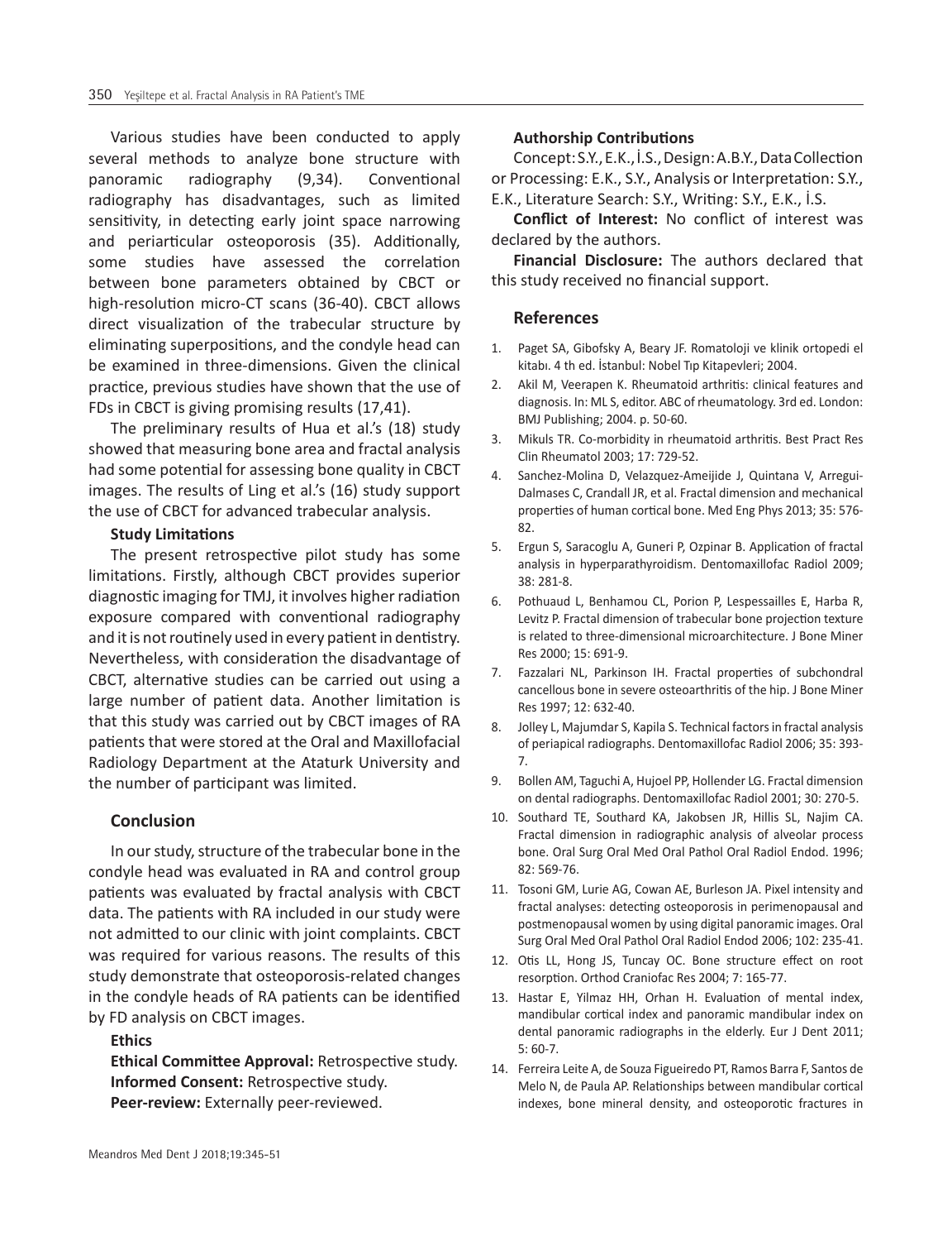Various studies have been conducted to apply several methods to analyze bone structure with panoramic radiography (9,34). Conventional radiography has disadvantages, such as limited sensitivity, in detecting early joint space narrowing and periarticular osteoporosis (35). Additionally, some studies have assessed the correlation between bone parameters obtained by CBCT or high-resolution micro-CT scans (36-40). CBCT allows direct visualization of the trabecular structure by eliminating superpositions, and the condyle head can be examined in three-dimensions. Given the clinical practice, previous studies have shown that the use of FDs in CBCT is giving promising results (17,41).

The preliminary results of Hua et al.'s (18) study showed that measuring bone area and fractal analysis had some potential for assessing bone quality in CBCT images. The results of Ling et al.'s (16) study support the use of CBCT for advanced trabecular analysis.

### Study Limitations

The present retrospective pilot study has some limitations. Firstly, although CBCT provides superior diagnostic imaging for TMJ, it involves higher radiation exposure compared with conventional radiography and it is not routinely used in every patient in dentistry. Nevertheless, with consideration the disadvantage of CBCT, alternative studies can be carried out using a large number of patient data. Another limitation is that this study was carried out by CBCT images of RA patients that were stored at the Oral and Maxillofacial Radiology Department at the Ataturk University and the number of participant was limited.

## Conclusion

In our study, structure of the trabecular bone in the condyle head was evaluated in RA and control group patients was evaluated by fractal analysis with CBCT data. The patients with RA included in our study were not admitted to our clinic with joint complaints. CBCT was required for various reasons. The results of this study demonstrate that osteoporosis-related changes in the condyle heads of RA patients can be identified by FD analysis on CBCT images.

**Ethics**

**Ethical Committee Approval:** Retrospective study.
**Informed Consent:** Retrospective study.
**Peer-review:** Externally peer-reviewed.

**Authorship Contributions**

Concept: S.Y., E.K., İ.S., Design: A.B.Y., Data Collection or Processing: E.K., S.Y., Analysis or Interpretation: S.Y., E.K., Literature Search: S.Y., Writing: S.Y., E.K., İ.S.

**Conflict of Interest:** No conflict of interest was declared by the authors.

**Financial Disclosure:** The authors declared that this study received no financial support.

## References

1. Paget SA, Gibofsky A, Beary JF. Romatoloji ve klinik ortopedi el kitabı. 4 th ed. İstanbul: Nobel Tıp Kitapevleri; 2004.
2. Akil M, Veerapen K. Rheumatoid arthritis: clinical features and diagnosis. In: ML S, editor. ABC of rheumatology. 3rd ed. London: BMJ Publishing; 2004. p. 50-60.
3. Mikuls TR. Co-morbidity in rheumatoid arthritis. Best Pract Res Clin Rheumatol 2003; 17: 729-52.
4. Sanchez-Molina D, Velazquez-Ameijide J, Quintana V, Arregui-Dalmases C, Crandall JR, et al. Fractal dimension and mechanical properties of human cortical bone. Med Eng Phys 2013; 35: 576-82.
5. Ergun S, Saracoglu A, Guneri P, Ozpinar B. Application of fractal analysis in hyperparathyroidism. Dentomaxillofac Radiol 2009; 38: 281-8.
6. Pothuaud L, Benhamou CL, Porion P, Lespessailles E, Harba R, Levitz P. Fractal dimension of trabecular bone projection texture is related to three-dimensional microarchitecture. J Bone Miner Res 2000; 15: 691-9.
7. Fazzalari NL, Parkinson IH. Fractal properties of subchondral cancellous bone in severe osteoarthritis of the hip. J Bone Miner Res 1997; 12: 632-40.
8. Jolley L, Majumdar S, Kapila S. Technical factors in fractal analysis of periapical radiographs. Dentomaxillofac Radiol 2006; 35: 393-7.
9. Bollen AM, Taguchi A, Hujoel PP, Hollender LG. Fractal dimension on dental radiographs. Dentomaxillofac Radiol 2001; 30: 270-5.
10. Southard TE, Southard KA, Jakobsen JR, Hillis SL, Najim CA. Fractal dimension in radiographic analysis of alveolar process bone. Oral Surg Oral Med Oral Pathol Oral Radiol Endod. 1996; 82: 569-76.
11. Tosoni GM, Lurie AG, Cowan AE, Burleson JA. Pixel intensity and fractal analyses: detecting osteoporosis in perimenopausal and postmenopausal women by using digital panoramic images. Oral Surg Oral Med Oral Pathol Oral Radiol Endod 2006; 102: 235-41.
12. Otis LL, Hong JS, Tuncay OC. Bone structure effect on root resorption. Orthod Craniofac Res 2004; 7: 165-77.
13. Hastar E, Yilmaz HH, Orhan H. Evaluation of mental index, mandibular cortical index and panoramic mandibular index on dental panoramic radiographs in the elderly. Eur J Dent 2011; 5: 60-7.
14. Ferreira Leite A, de Souza Figueiredo PT, Ramos Barra F, Santos de Melo N, de Paula AP. Relationships between mandibular cortical indexes, bone mineral density, and osteoporotic fractures in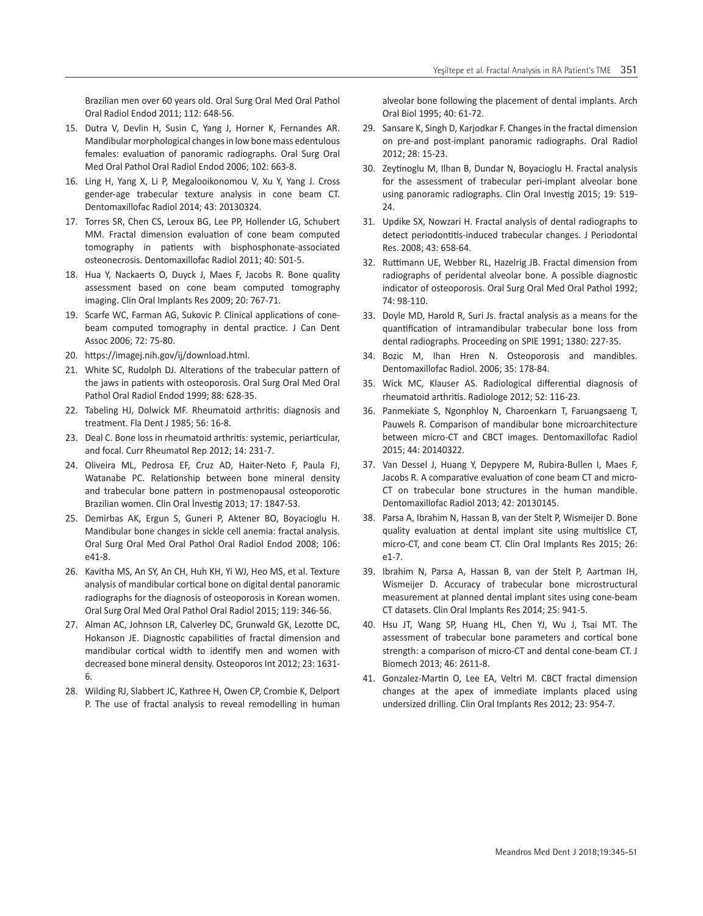Brazilian men over 60 years old. Oral Surg Oral Med Oral Pathol Oral Radiol Endod 2011; 112: 648-56.

15. Dutra V, Devlin H, Susin C, Yang J, Horner K, Fernandes AR. Mandibular morphological changes in low bone mass edentulous females: evaluation of panoramic radiographs. Oral Surg Oral Med Oral Pathol Oral Radiol Endod 2006; 102: 663-8.
16. Ling H, Yang X, Li P, Megalooikonomou V, Xu Y, Yang J. Cross gender-age trabecular texture analysis in cone beam CT. Dentomaxillofac Radiol 2014; 43: 20130324.
17. Torres SR, Chen CS, Leroux BG, Lee PP, Hollender LG, Schubert MM. Fractal dimension evaluation of cone beam computed tomography in patients with bisphosphonate-associated osteonecrosis. Dentomaxillofac Radiol 2011; 40: 501-5.
18. Hua Y, Nackaerts O, Duyck J, Maes F, Jacobs R. Bone quality assessment based on cone beam computed tomography imaging. Clin Oral Implants Res 2009; 20: 767-71.
19. Scarfe WC, Farman AG, Sukovic P. Clinical applications of cone-beam computed tomography in dental practice. J Can Dent Assoc 2006; 72: 75-80.
20. https://imagej.nih.gov/ij/download.html.
21. White SC, Rudolph DJ. Alterations of the trabecular pattern of the jaws in patients with osteoporosis. Oral Surg Oral Med Oral Pathol Oral Radiol Endod 1999; 88: 628-35.
22. Tabeling HJ, Dolwick MF. Rheumatoid arthritis: diagnosis and treatment. Fla Dent J 1985; 56: 16-8.
23. Deal C. Bone loss in rheumatoid arthritis: systemic, periarticular, and focal. Curr Rheumatol Rep 2012; 14: 231-7.
24. Oliveira ML, Pedrosa EF, Cruz AD, Haiter-Neto F, Paula FJ, Watanabe PC. Relationship between bone mineral density and trabecular bone pattern in postmenopausal osteoporotic Brazilian women. Clin Oral İnvestig 2013; 17: 1847-53.
25. Demirbas AK, Ergun S, Guneri P, Aktener BO, Boyacioglu H. Mandibular bone changes in sickle cell anemia: fractal analysis. Oral Surg Oral Med Oral Pathol Oral Radiol Endod 2008; 106: e41-8.
26. Kavitha MS, An SY, An CH, Huh KH, Yi WJ, Heo MS, et al. Texture analysis of mandibular cortical bone on digital dental panoramic radiographs for the diagnosis of osteoporosis in Korean women. Oral Surg Oral Med Oral Pathol Oral Radiol 2015; 119: 346-56.
27. Alman AC, Johnson LR, Calverley DC, Grunwald GK, Lezotte DC, Hokanson JE. Diagnostic capabilities of fractal dimension and mandibular cortical width to identify men and women with decreased bone mineral density. Osteoporos Int 2012; 23: 1631-6.
28. Wilding RJ, Slabbert JC, Kathree H, Owen CP, Crombie K, Delport P. The use of fractal analysis to reveal remodelling in human alveolar bone following the placement of dental implants. Arch Oral Biol 1995; 40: 61-72.
29. Sansare K, Singh D, Karjodkar F. Changes in the fractal dimension on pre-and post-implant panoramic radiographs. Oral Radiol 2012; 28: 15-23.
30. Zeytinoglu M, Ilhan B, Dundar N, Boyacioglu H. Fractal analysis for the assessment of trabecular peri-implant alveolar bone using panoramic radiographs. Clin Oral Investig 2015; 19: 519-24.
31. Updike SX, Nowzari H. Fractal analysis of dental radiographs to detect periodontitis-induced trabecular changes. J Periodontal Res. 2008; 43: 658-64.
32. Ruttimann UE, Webber RL, Hazelrig JB. Fractal dimension from radiographs of peridental alveolar bone. A possible diagnostic indicator of osteoporosis. Oral Surg Oral Med Oral Pathol 1992; 74: 98-110.
33. Doyle MD, Harold R, Suri Js. fractal analysis as a means for the quantification of intramandibular trabecular bone loss from dental radiographs. Proceeding on SPIE 1991; 1380: 227-35.
34. Bozic M, Ihan Hren N. Osteoporosis and mandibles. Dentomaxillofac Radiol. 2006; 35: 178-84.
35. Wick MC, Klauser AS. Radiological differential diagnosis of rheumatoid arthritis. Radiologe 2012; 52: 116-23.
36. Panmekiate S, Ngonphloy N, Charoenkarn T, Faruangsaeng T, Pauwels R. Comparison of mandibular bone microarchitecture between micro-CT and CBCT images. Dentomaxillofac Radiol 2015; 44: 20140322.
37. Van Dessel J, Huang Y, Depypere M, Rubira-Bullen I, Maes F, Jacobs R. A comparative evaluation of cone beam CT and micro-CT on trabecular bone structures in the human mandible. Dentomaxillofac Radiol 2013; 42: 20130145.
38. Parsa A, Ibrahim N, Hassan B, van der Stelt P, Wismeijer D. Bone quality evaluation at dental implant site using multislice CT, micro-CT, and cone beam CT. Clin Oral Implants Res 2015; 26: e1-7.
39. Ibrahim N, Parsa A, Hassan B, van der Stelt P, Aartman IH, Wismeijer D. Accuracy of trabecular bone microstructural measurement at planned dental implant sites using cone-beam CT datasets. Clin Oral Implants Res 2014; 25: 941-5.
40. Hsu JT, Wang SP, Huang HL, Chen YJ, Wu J, Tsai MT. The assessment of trabecular bone parameters and cortical bone strength: a comparison of micro-CT and dental cone-beam CT. J Biomech 2013; 46: 2611-8.
41. Gonzalez-Martin O, Lee EA, Veltri M. CBCT fractal dimension changes at the apex of immediate implants placed using undersized drilling. Clin Oral Implants Res 2012; 23: 954-7.